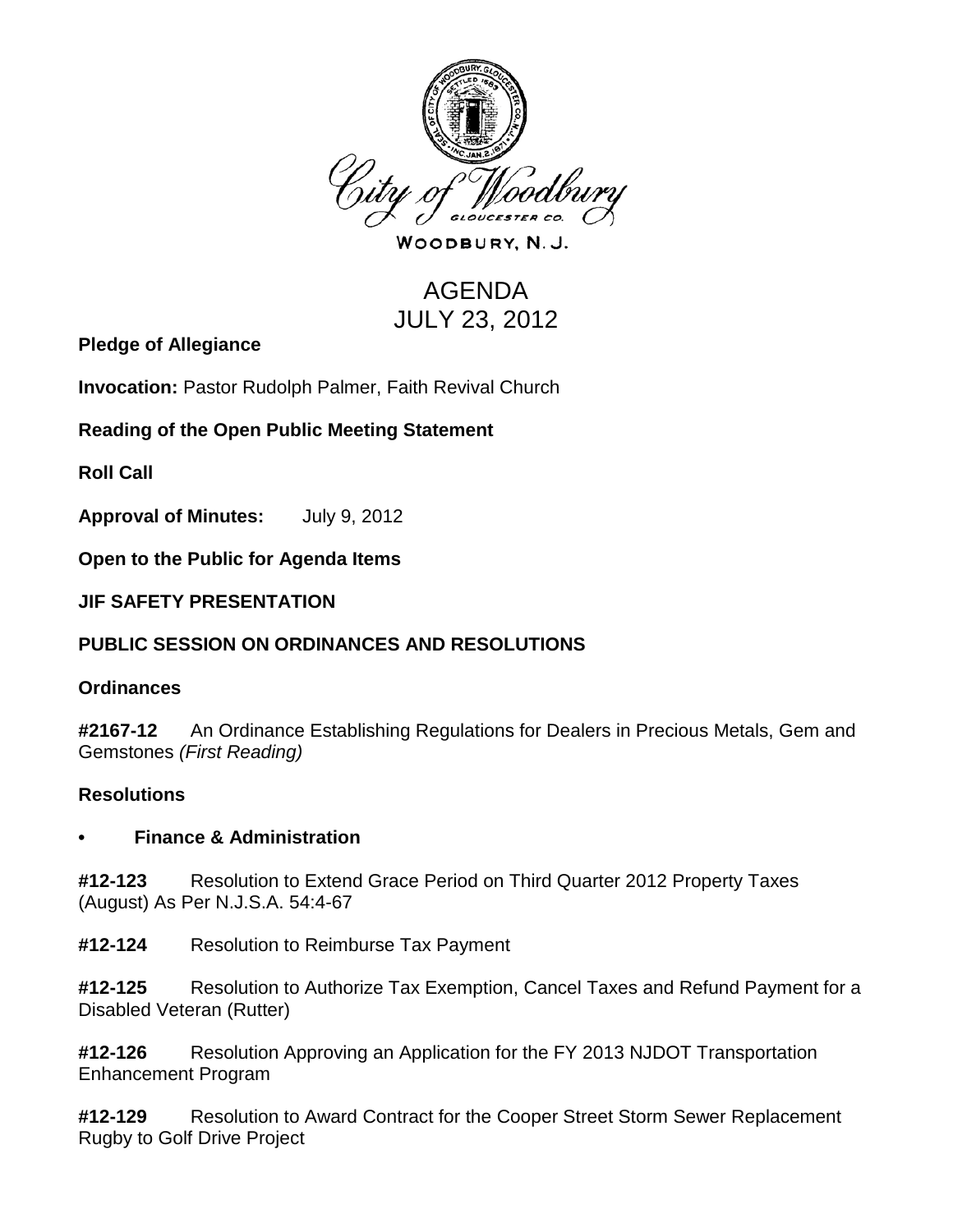City of Woodbury

GLOUCESTER CO.

WOODBURY, N. J.

# AGENDA
# JULY 23, 2012

**Pledge of Allegiance**

**Invocation:** Pastor Rudolph Palmer, Faith Revival Church

**Reading of the Open Public Meeting Statement**

**Roll Call**

**Approval of Minutes:** July 9, 2012

**Open to the Public for Agenda Items**

**JIF SAFETY PRESENTATION**

**PUBLIC SESSION ON ORDINANCES AND RESOLUTIONS**

**Ordinances**

**#2167-12** An Ordinance Establishing Regulations for Dealers in Precious Metals, Gem and Gemstones *(First Reading)*

**Resolutions**

- **Finance & Administration**

**#12-123** Resolution to Extend Grace Period on Third Quarter 2012 Property Taxes (August) As Per N.J.S.A. 54:4-67

**#12-124** Resolution to Reimburse Tax Payment

**#12-125** Resolution to Authorize Tax Exemption, Cancel Taxes and Refund Payment for a Disabled Veteran (Rutter)

**#12-126** Resolution Approving an Application for the FY 2013 NJDOT Transportation Enhancement Program

**#12-129** Resolution to Award Contract for the Cooper Street Storm Sewer Replacement Rugby to Golf Drive Project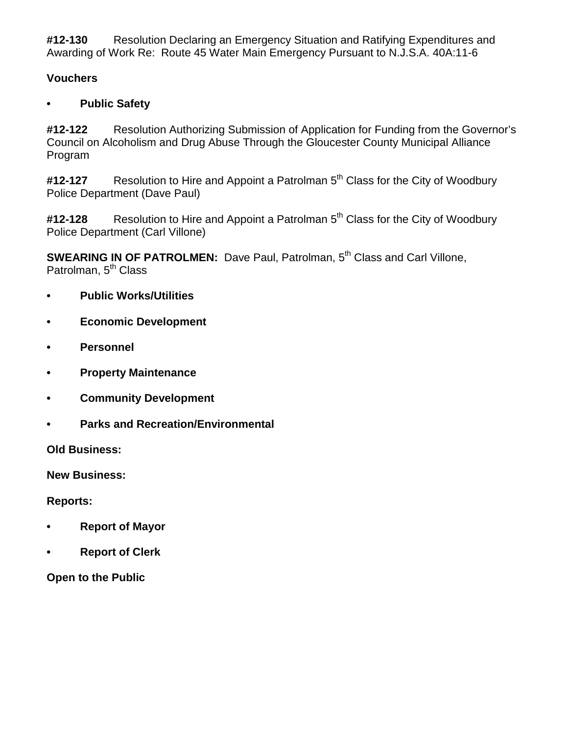**#12-130** Resolution Declaring an Emergency Situation and Ratifying Expenditures and Awarding of Work Re: Route 45 Water Main Emergency Pursuant to N.J.S.A. 40A:11-6

**Vouchers**

- **Public Safety**

**#12-122** Resolution Authorizing Submission of Application for Funding from the Governor's Council on Alcoholism and Drug Abuse Through the Gloucester County Municipal Alliance Program

**#12-127** Resolution to Hire and Appoint a Patrolman 5th Class for the City of Woodbury Police Department (Dave Paul)

**#12-128** Resolution to Hire and Appoint a Patrolman 5th Class for the City of Woodbury Police Department (Carl Villone)

**SWEARING IN OF PATROLMEN:** Dave Paul, Patrolman, 5th Class and Carl Villone, Patrolman, 5th Class

- **Public Works/Utilities**
- **Economic Development**
- **Personnel**
- **Property Maintenance**
- **Community Development**
- **Parks and Recreation/Environmental**

**Old Business:**

**New Business:**

**Reports:**

- **Report of Mayor**
- **Report of Clerk**

**Open to the Public**